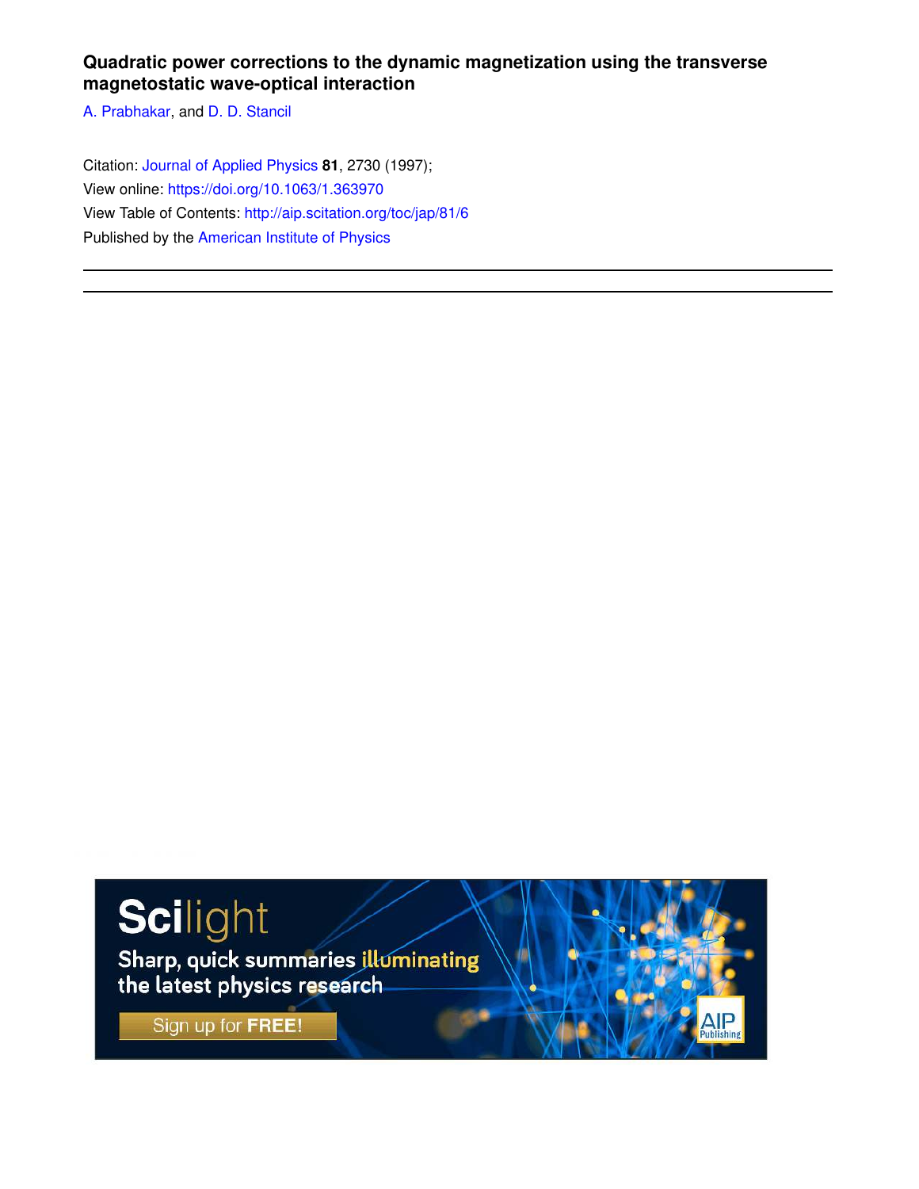# Quadratic power corrections to the dynamic magnetization using the transverse magnetostatic wave-optical interaction

A. Prabhakar, and D. D. Stancil

Citation: Journal of Applied Physics **81**, 2730 (1997);
View online: https://doi.org/10.1063/1.363970
View Table of Contents: http://aip.scitation.org/toc/jap/81/6
Published by the American Institute of Physics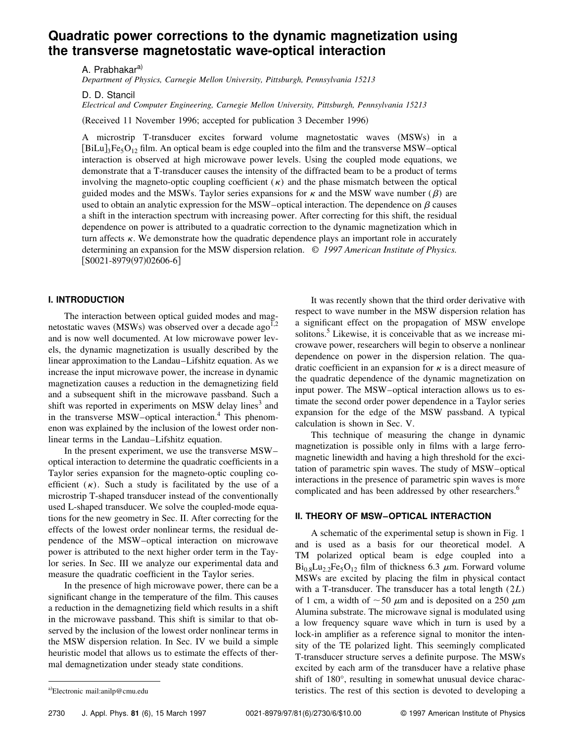# Quadratic power corrections to the dynamic magnetization using the transverse magnetostatic wave-optical interaction

A. Prabhakar[a]
*Department of Physics, Carnegie Mellon University, Pittsburgh, Pennsylvania 15213*

D. D. Stancil
*Electrical and Computer Engineering, Carnegie Mellon University, Pittsburgh, Pennsylvania 15213*

(Received 11 November 1996; accepted for publication 3 December 1996)

A microstrip T-transducer excites forward volume magnetostatic waves (MSWs) in a $[\mathrm{BiLu}]_3\mathrm{Fe}_5\mathrm{O}_{12}$ film. An optical beam is edge coupled into the film and the transverse MSW–optical interaction is observed at high microwave power levels. Using the coupled mode equations, we demonstrate that a T-transducer causes the intensity of the diffracted beam to be a product of terms involving the magneto-optic coupling coefficient ($\kappa$) and the phase mismatch between the optical guided modes and the MSWs. Taylor series expansions for $\kappa$ and the MSW wave number ($\beta$) are used to obtain an analytic expression for the MSW–optical interaction. The dependence on $\beta$ causes a shift in the interaction spectrum with increasing power. After correcting for this shift, the residual dependence on power is attributed to a quadratic correction to the dynamic magnetization which in turn affects $\kappa$. We demonstrate how the quadratic dependence plays an important role in accurately determining an expansion for the MSW dispersion relation. © *1997 American Institute of Physics.* [S0021-8979(97)02606-6]

## I. INTRODUCTION

The interaction between optical guided modes and magnetostatic waves (MSWs) was observed over a decade ago[1,2] and is now well documented. At low microwave power levels, the dynamic magnetization is usually described by the linear approximation to the Landau–Lifshitz equation. As we increase the input microwave power, the increase in dynamic magnetization causes a reduction in the demagnetizing field and a subsequent shift in the microwave passband. Such a shift was reported in experiments on MSW delay lines[3] and in the transverse MSW–optical interaction.[4] This phenomenon was explained by the inclusion of the lowest order nonlinear terms in the Landau–Lifshitz equation.

In the present experiment, we use the transverse MSW–optical interaction to determine the quadratic coefficients in a Taylor series expansion for the magneto-optic coupling coefficient ($\kappa$). Such a study is facilitated by the use of a microstrip T-shaped transducer instead of the conventionally used L-shaped transducer. We solve the coupled-mode equations for the new geometry in Sec. II. After correcting for the effects of the lowest order nonlinear terms, the residual dependence of the MSW–optical interaction on microwave power is attributed to the next higher order term in the Taylor series. In Sec. III we analyze our experimental data and measure the quadratic coefficient in the Taylor series.

In the presence of high microwave power, there can be a significant change in the temperature of the film. This causes a reduction in the demagnetizing field which results in a shift in the microwave passband. This shift is similar to that observed by the inclusion of the lowest order nonlinear terms in the MSW dispersion relation. In Sec. IV we build a simple heuristic model that allows us to estimate the effects of thermal demagnetization under steady state conditions.

It was recently shown that the third order derivative with respect to wave number in the MSW dispersion relation has a significant effect on the propagation of MSW envelope solitons.[5] Likewise, it is conceivable that as we increase microwave power, researchers will begin to observe a nonlinear dependence on power in the dispersion relation. The quadratic coefficient in an expansion for $\kappa$ is a direct measure of the quadratic dependence of the dynamic magnetization on input power. The MSW–optical interaction allows us to estimate the second order power dependence in a Taylor series expansion for the edge of the MSW passband. A typical calculation is shown in Sec. V.

This technique of measuring the change in dynamic magnetization is possible only in films with a large ferromagnetic linewidth and having a high threshold for the excitation of parametric spin waves. The study of MSW–optical interactions in the presence of parametric spin waves is more complicated and has been addressed by other researchers.[6]

## II. THEORY OF MSW–OPTICAL INTERACTION

A schematic of the experimental setup is shown in Fig. 1 and is used as a basis for our theoretical model. A TM polarized optical beam is edge coupled into a $\mathrm{Bi}_{0.8}\mathrm{Lu}_{2.2}\mathrm{Fe}_5\mathrm{O}_{12}$ film of thickness 6.3 $\mu$m. Forward volume MSWs are excited by placing the film in physical contact with a T-transducer. The transducer has a total length ($2L$) of 1 cm, a width of $\sim$50 $\mu$m and is deposited on a 250 $\mu$m Alumina substrate. The microwave signal is modulated using a low frequency square wave which in turn is used by a lock-in amplifier as a reference signal to monitor the intensity of the TE polarized light. This seemingly complicated T-transducer structure serves a definite purpose. The MSWs excited by each arm of the transducer have a relative phase shift of 180°, resulting in somewhat unusual device characteristics. The rest of this section is devoted to developing a

[a]Electronic mail:anilp@cmu.edu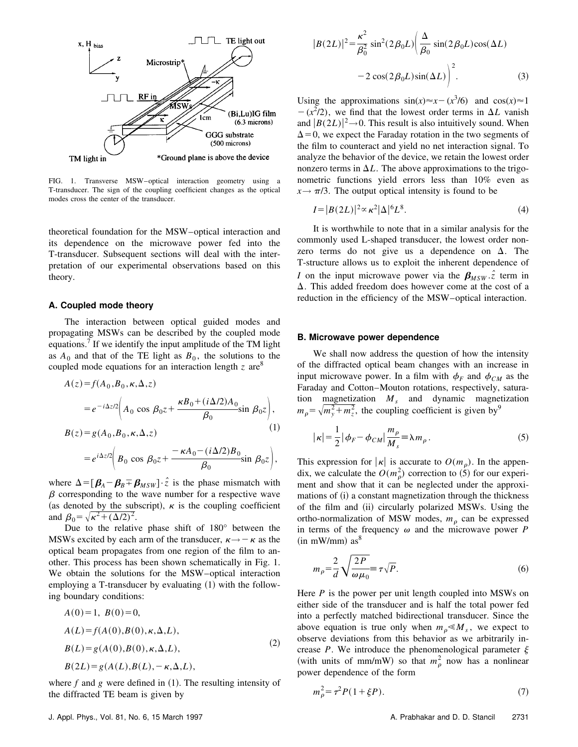FIG. 1. Transverse MSW–optical interaction geometry using a T-transducer. The sign of the coupling coefficient changes as the optical modes cross the center of the transducer.

theoretical foundation for the MSW–optical interaction and its dependence on the microwave power fed into the T-transducer. Subsequent sections will deal with the interpretation of our experimental observations based on this theory.

### A. Coupled mode theory

The interaction between optical guided modes and propagating MSWs can be described by the coupled mode equations.[7] If we identify the input amplitude of the TM light as $A_0$ and that of the TE light as $B_0$, the solutions to the coupled mode equations for an interaction length $z$ are[8]

$$
\begin{aligned}
A(z) &= f(A_0, B_0, \kappa, \Delta, z) \\
&= e^{-i\Delta z/2}\left( A_0 \cos \beta_0 z + \frac{\kappa B_0 + (i\Delta/2)A_0}{\beta_0} \sin \beta_0 z \right), \\
B(z) &= g(A_0, B_0, \kappa, \Delta, z) \\
&= e^{i\Delta z/2}\left( B_0 \cos \beta_0 z + \frac{-\kappa A_0 - (i\Delta/2)B_0}{\beta_0} \sin \beta_0 z \right),
\end{aligned}
\tag{1}
$$

where $\Delta = [\boldsymbol{\beta}_A - \boldsymbol{\beta}_B \mp \boldsymbol{\beta}_{MSW}] \cdot \hat{z}$ is the phase mismatch with $\beta$ corresponding to the wave number for a respective wave (as denoted by the subscript), $\kappa$ is the coupling coefficient and $\beta_0 = \sqrt{\kappa^2 + (\Delta/2)^2}$.

Due to the relative phase shift of 180° between the MSWs excited by each arm of the transducer, $\kappa \to -\kappa$ as the optical beam propagates from one region of the film to another. This process has been shown schematically in Fig. 1. We obtain the solutions for the MSW–optical interaction employing a T-transducer by evaluating (1) with the following boundary conditions:

$$
\begin{aligned}
& A(0) = 1, \; B(0) = 0, \\
& A(L) = f(A(0), B(0), \kappa, \Delta, L), \\
& B(L) = g(A(0), B(0), \kappa, \Delta, L), \\
& B(2L) = g(A(L), B(L), -\kappa, \Delta, L),
\end{aligned}
\tag{2}
$$

where $f$ and $g$ were defined in (1). The resulting intensity of the diffracted TE beam is given by

$$
|B(2L)|^2 = \frac{\kappa^2}{\beta_0^2} \sin^2(2\beta_0 L) \left( \frac{\Delta}{\beta_0} \sin(2\beta_0 L)\cos(\Delta L) - 2\cos(2\beta_0 L)\sin(\Delta L) \right)^2 .
\tag{3}
$$

Using the approximations $\sin(x) \approx x - (x^3/6)$ and $\cos(x) \approx 1 - (x^2/2)$, we find that the lowest order terms in $\Delta L$ vanish and $|B(2L)|^2 \to 0$. This result is also intuitively sound. When $\Delta = 0$, we expect the Faraday rotation in the two segments of the film to counteract and yield no net interaction signal. To analyze the behavior of the device, we retain the lowest order nonzero terms in $\Delta L$. The above approximations to the trigonometric functions yield errors less than 10% even as $x \to \pi/3$. The output optical intensity is found to be

$$
I = |B(2L)|^2 \propto \kappa^2 |\Delta|^6 L^8 .
\tag{4}
$$

It is worthwhile to note that in a similar analysis for the commonly used L-shaped transducer, the lowest order nonzero terms do not give us a dependence on $\Delta$. The T-structure allows us to exploit the inherent dependence of $I$ on the input microwave power via the $\boldsymbol{\beta}_{MSW} \cdot \hat{z}$ term in $\Delta$. This added freedom does however come at the cost of a reduction in the efficiency of the MSW–optical interaction.

### B. Microwave power dependence

We shall now address the question of how the intensity of the diffracted optical beam changes with an increase in input microwave power. In a film with $\phi_F$ and $\phi_{CM}$ as the Faraday and Cotton–Mouton rotations, respectively, saturation magnetization $M_s$ and dynamic magnetization $m_\rho = \sqrt{m_y^2 + m_z^2}$, the coupling coefficient is given by[9]

$$
|\kappa| = \frac{1}{2} |\phi_F - \phi_{CM}| \frac{m_\rho}{M_s} \equiv \lambda m_\rho .
\tag{5}
$$

This expression for $|\kappa|$ is accurate to $O(m_\rho)$. In the appendix, we calculate the $O(m_\rho^2)$ correction to (5) for our experiment and show that it can be neglected under the approximations of (i) a constant magnetization through the thickness of the film and (ii) circularly polarized MSWs. Using the ortho-normalization of MSW modes, $m_\rho$ can be expressed in terms of the frequency $\omega$ and the microwave power $P$ (in mW/mm) as[8]

$$
m_\rho = \frac{2}{d} \sqrt{\frac{2P}{\omega \mu_0}} \equiv \tau \sqrt{P} .
\tag{6}
$$

Here $P$ is the power per unit length coupled into MSWs on either side of the transducer and is half the total power fed into a perfectly matched bidirectional transducer. Since the above equation is true only when $m_\rho \ll M_s$, we expect to observe deviations from this behavior as we arbitrarily increase $P$. We introduce the phenomenological parameter $\xi$ (with units of mm/mW) so that $m_\rho^2$ now has a nonlinear power dependence of the form

$$
m_\rho^2 = \tau^2 P(1 + \xi P) .
\tag{7}
$$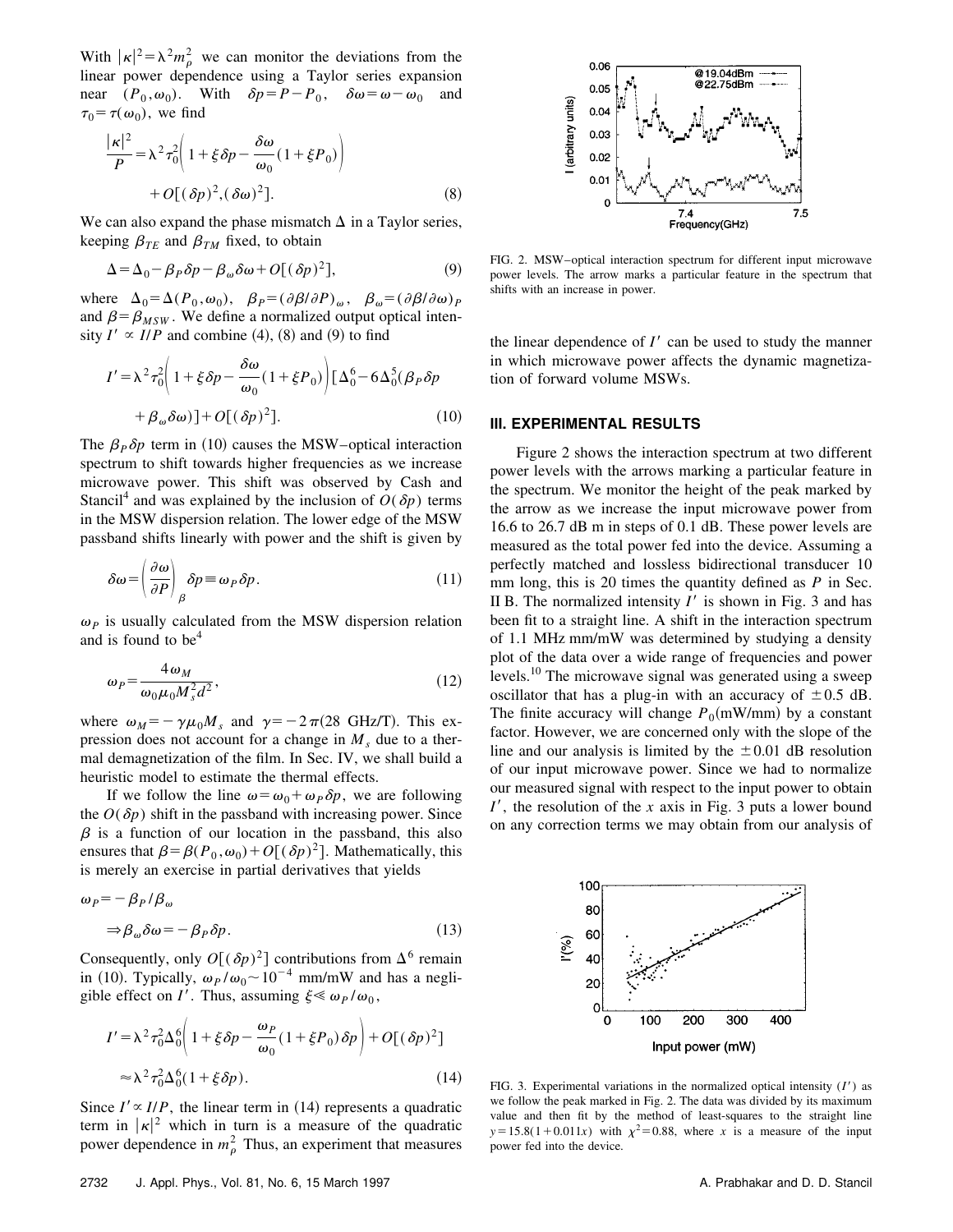With $|\kappa|^2 = \lambda^2 m_\rho^2$ we can monitor the deviations from the linear power dependence using a Taylor series expansion near $(P_0, \omega_0)$. With $\delta p = P - P_0$, $\delta\omega = \omega - \omega_0$ and $\tau_0 = \tau(\omega_0)$, we find

$$\frac{|\kappa|^2}{P} = \lambda^2 \tau_0^2 \left( 1 + \xi \delta p - \frac{\delta\omega}{\omega_0}(1 + \xi P_0) \right) + O[(\delta p)^2, (\delta\omega)^2]. \tag{8}$$

We can also expand the phase mismatch $\Delta$ in a Taylor series, keeping $\beta_{TE}$ and $\beta_{TM}$ fixed, to obtain

$$\Delta = \Delta_0 - \beta_P \delta p - \beta_\omega \delta\omega + O[(\delta p)^2], \tag{9}$$

where $\Delta_0 = \Delta(P_0, \omega_0)$, $\beta_P = (\partial\beta/\partial P)_\omega$, $\beta_\omega = (\partial\beta/\partial\omega)_P$ and $\beta = \beta_{MSW}$. We define a normalized output optical intensity $I' \propto I/P$ and combine (4), (8) and (9) to find

$$I' = \lambda^2 \tau_0^2 \left( 1 + \xi \delta p - \frac{\delta\omega}{\omega_0}(1 + \xi P_0) \right) [\Delta_0^6 - 6\Delta_0^5(\beta_P \delta p + \beta_\omega \delta\omega)] + O[(\delta p)^2]. \tag{10}$$

The $\beta_P \delta p$ term in (10) causes the MSW–optical interaction spectrum to shift towards higher frequencies as we increase microwave power. This shift was observed by Cash and Stancil[4] and was explained by the inclusion of $O(\delta p)$ terms in the MSW dispersion relation. The lower edge of the MSW passband shifts linearly with power and the shift is given by

$$\delta\omega = \left( \frac{\partial\omega}{\partial P} \right)_\beta \delta p \equiv \omega_P \delta p. \tag{11}$$

$\omega_P$ is usually calculated from the MSW dispersion relation and is found to be[4]

$$\omega_P = \frac{4\omega_M}{\omega_0 \mu_0 M_s^2 d^2}, \tag{12}$$

where $\omega_M = -\gamma \mu_0 M_s$ and $\gamma = -2\pi(28 \text{ GHz/T})$. This expression does not account for a change in $M_s$ due to a thermal demagnetization of the film. In Sec. IV, we shall build a heuristic model to estimate the thermal effects.

If we follow the line $\omega = \omega_0 + \omega_P \delta p$, we are following the $O(\delta p)$ shift in the passband with increasing power. Since $\beta$ is a function of our location in the passband, this also ensures that $\beta = \beta(P_0, \omega_0) + O[(\delta p)^2]$. Mathematically, this is merely an exercise in partial derivatives that yields

$$\omega_P = -\beta_P / \beta_\omega$$
$$\Rightarrow \beta_\omega \delta\omega = -\beta_P \delta p. \tag{13}$$

Consequently, only $O[(\delta p)^2]$ contributions from $\Delta^6$ remain in (10). Typically, $\omega_P/\omega_0 \sim 10^{-4}$ mm/mW and has a negligible effect on $I'$. Thus, assuming $\xi \ll \omega_P/\omega_0$,

$$I' = \lambda^2 \tau_0^2 \Delta_0^6 \left( 1 + \xi \delta p - \frac{\omega_P}{\omega_0}(1 + \xi P_0) \delta p \right) + O[(\delta p)^2]$$
$$\approx \lambda^2 \tau_0^2 \Delta_0^6 (1 + \xi \delta p). \tag{14}$$

Since $I' \propto I/P$, the linear term in (14) represents a quadratic term in $|\kappa|^2$ which in turn is a measure of the quadratic power dependence in $m_\rho^2$. Thus, an experiment that measures the linear dependence of $I'$ can be used to study the manner in which microwave power affects the dynamic magnetization of forward volume MSWs.

FIG. 2. MSW–optical interaction spectrum for different input microwave power levels. The arrow marks a particular feature in the spectrum that shifts with an increase in power.

## III. EXPERIMENTAL RESULTS

Figure 2 shows the interaction spectrum at two different power levels with the arrows marking a particular feature in the spectrum. We monitor the height of the peak marked by the arrow as we increase the input microwave power from 16.6 to 26.7 dB m in steps of 0.1 dB. These power levels are measured as the total power fed into the device. Assuming a perfectly matched and lossless bidirectional transducer 10 mm long, this is 20 times the quantity defined as $P$ in Sec. II B. The normalized intensity $I'$ is shown in Fig. 3 and has been fit to a straight line. A shift in the interaction spectrum of 1.1 MHz mm/mW was determined by studying a density plot of the data over a wide range of frequencies and power levels.[10] The microwave signal was generated using a sweep oscillator that has a plug-in with an accuracy of $\pm 0.5$ dB. The finite accuracy will change $P_0$(mW/mm) by a constant factor. However, we are concerned only with the slope of the line and our analysis is limited by the $\pm 0.01$ dB resolution of our input microwave power. Since we had to normalize our measured signal with respect to the input power to obtain $I'$, the resolution of the $x$ axis in Fig. 3 puts a lower bound on any correction terms we may obtain from our analysis of

FIG. 3. Experimental variations in the normalized optical intensity ($I'$) as we follow the peak marked in Fig. 2. The data was divided by its maximum value and then fit by the method of least-squares to the straight line $y = 15.8(1 + 0.011x)$ with $\chi^2 = 0.88$, where $x$ is a measure of the input power fed into the device.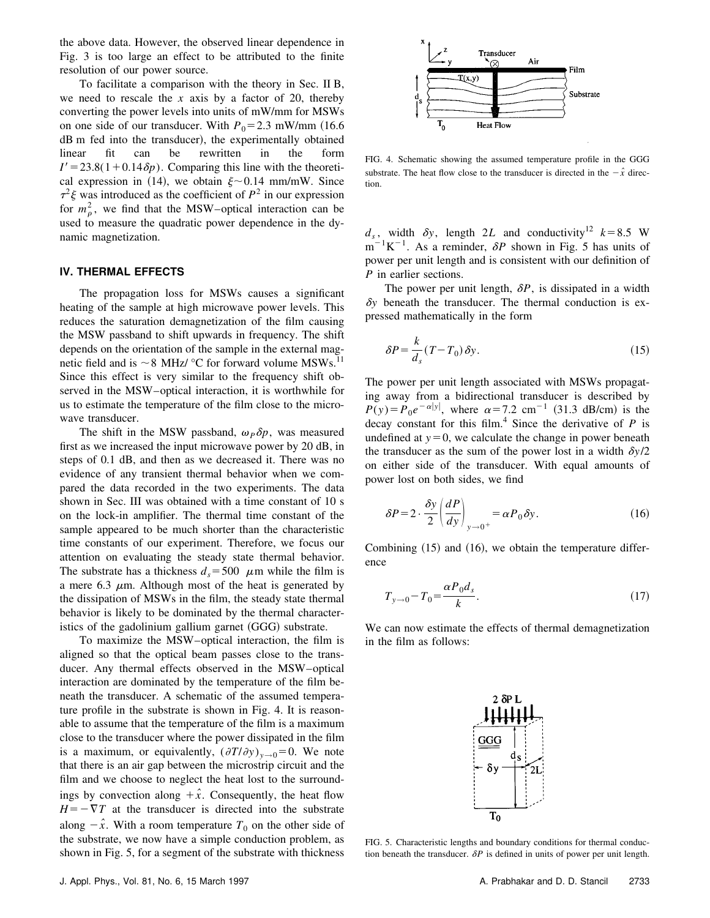the above data. However, the observed linear dependence in Fig. 3 is too large an effect to be attributed to the finite resolution of our power source.

To facilitate a comparison with the theory in Sec. II B, we need to rescale the $x$ axis by a factor of 20, thereby converting the power levels into units of mW/mm for MSWs on one side of our transducer. With $P_0 = 2.3$ mW/mm (16.6 dB m fed into the transducer), the experimentally obtained linear fit can be rewritten in the form $I' = 23.8(1 + 0.14\delta p)$. Comparing this line with the theoretical expression in (14), we obtain $\xi \sim 0.14$ mm/mW. Since $\tau^2 \xi$ was introduced as the coefficient of $P^2$ in our expression for $m_\rho^2$, we find that the MSW–optical interaction can be used to measure the quadratic power dependence in the dynamic magnetization.

## IV. THERMAL EFFECTS

The propagation loss for MSWs causes a significant heating of the sample at high microwave power levels. This reduces the saturation demagnetization of the film causing the MSW passband to shift upwards in frequency. The shift depends on the orientation of the sample in the external magnetic field and is $\sim 8$ MHz/°C for forward volume MSWs.[11] Since this effect is very similar to the frequency shift observed in the MSW–optical interaction, it is worthwhile for us to estimate the temperature of the film close to the microwave transducer.

The shift in the MSW passband, $\omega_P \delta p$, was measured first as we increased the input microwave power by 20 dB, in steps of 0.1 dB, and then as we decreased it. There was no evidence of any transient thermal behavior when we compared the data recorded in the two experiments. The data shown in Sec. III was obtained with a time constant of 10 s on the lock-in amplifier. The thermal time constant of the sample appeared to be much shorter than the characteristic time constants of our experiment. Therefore, we focus our attention on evaluating the steady state thermal behavior. The substrate has a thickness $d_s = 500$ $\mu$m while the film is a mere 6.3 $\mu$m. Although most of the heat is generated by the dissipation of MSWs in the film, the steady state thermal behavior is likely to be dominated by the thermal characteristics of the gadolinium gallium garnet (GGG) substrate.

To maximize the MSW–optical interaction, the film is aligned so that the optical beam passes close to the transducer. Any thermal effects observed in the MSW–optical interaction are dominated by the temperature of the film beneath the transducer. A schematic of the assumed temperature profile in the substrate is shown in Fig. 4. It is reasonable to assume that the temperature of the film is a maximum close to the transducer where the power dissipated in the film is a maximum, or equivalently, $(\partial T/\partial y)_{y\to 0} = 0$. We note that there is an air gap between the microstrip circuit and the film and we choose to neglect the heat lost to the surroundings by convection along $+\hat{x}$. Consequently, the heat flow $H = -\nabla T$ at the transducer is directed into the substrate along $-\hat{x}$. With a room temperature $T_0$ on the other side of the substrate, we now have a simple conduction problem, as shown in Fig. 5, for a segment of the substrate with thickness $d_s$, width $\delta y$, length $2L$ and conductivity[12] $k = 8.5$ W m$^{-1}$K$^{-1}$. As a reminder, $\delta P$ shown in Fig. 5 has units of power per unit length and is consistent with our definition of $P$ in earlier sections.

FIG. 4. Schematic showing the assumed temperature profile in the GGG substrate. The heat flow close to the transducer is directed in the $-\hat{x}$ direction.

The power per unit length, $\delta P$, is dissipated in a width $\delta y$ beneath the transducer. The thermal conduction is expressed mathematically in the form

$$\delta P = \frac{k}{d_s}(T - T_0)\,\delta y. \tag{15}$$

The power per unit length associated with MSWs propagating away from a bidirectional transducer is described by $P(y) = P_0 e^{-\alpha|y|}$, where $\alpha = 7.2$ cm$^{-1}$ (31.3 dB/cm) is the decay constant for this film.[4] Since the derivative of $P$ is undefined at $y = 0$, we calculate the change in power beneath the transducer as the sum of the power lost in a width $\delta y/2$ on either side of the transducer. With equal amounts of power lost on both sides, we find

$$\delta P = 2 \cdot \frac{\delta y}{2} \left( \frac{dP}{dy} \right)_{y \to 0^+} = \alpha P_0 \delta y. \tag{16}$$

Combining (15) and (16), we obtain the temperature difference

$$T_{y \to 0} - T_0 = \frac{\alpha P_0 d_s}{k}. \tag{17}$$

We can now estimate the effects of thermal demagnetization in the film as follows:

FIG. 5. Characteristic lengths and boundary conditions for thermal conduction beneath the transducer. $\delta P$ is defined in units of power per unit length.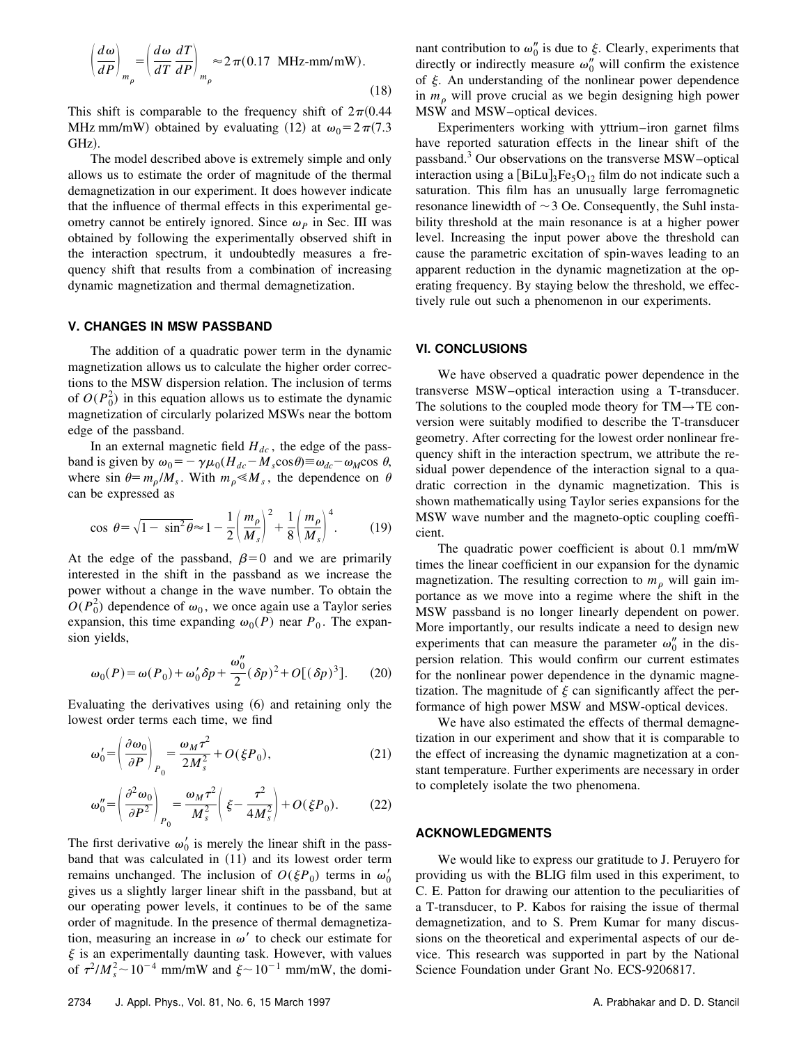$$\left(\frac{d\omega}{dP}\right)_{m_\rho} = \left(\frac{d\omega}{dT}\frac{dT}{dP}\right)_{m_\rho} \approx 2\pi(0.17 \text{ MHz-mm/mW}). \tag{18}$$

This shift is comparable to the frequency shift of $2\pi(0.44$ MHz mm/mW) obtained by evaluating (12) at $\omega_0 = 2\pi(7.3$ GHz).

The model described above is extremely simple and only allows us to estimate the order of magnitude of the thermal demagnetization in our experiment. It does however indicate that the influence of thermal effects in this experimental geometry cannot be entirely ignored. Since $\omega_P$ in Sec. III was obtained by following the experimentally observed shift in the interaction spectrum, it undoubtedly measures a frequency shift that results from a combination of increasing dynamic magnetization and thermal demagnetization.

## V. CHANGES IN MSW PASSBAND

The addition of a quadratic power term in the dynamic magnetization allows us to calculate the higher order corrections to the MSW dispersion relation. The inclusion of terms of $O(P_0^2)$ in this equation allows us to estimate the dynamic magnetization of circularly polarized MSWs near the bottom edge of the passband.

In an external magnetic field $H_{dc}$, the edge of the passband is given by $\omega_0 = -\gamma\mu_0(H_{dc} - M_s\cos\theta) \equiv \omega_{dc} - \omega_M\cos\theta$, where $\sin\theta = m_\rho/M_s$. With $m_\rho \ll M_s$, the dependence on $\theta$ can be expressed as

$$\cos\theta = \sqrt{1-\sin^2\theta} \approx 1 - \frac{1}{2}\left(\frac{m_\rho}{M_s}\right)^2 + \frac{1}{8}\left(\frac{m_\rho}{M_s}\right)^4. \tag{19}$$

At the edge of the passband, $\beta = 0$ and we are primarily interested in the shift in the passband as we increase the power without a change in the wave number. To obtain the $O(P_0^2)$ dependence of $\omega_0$, we once again use a Taylor series expansion, this time expanding $\omega_0(P)$ near $P_0$. The expansion yields,

$$\omega_0(P) = \omega(P_0) + \omega_0'\delta p + \frac{\omega_0''}{2}(\delta p)^2 + O[(\delta p)^3]. \tag{20}$$

Evaluating the derivatives using (6) and retaining only the lowest order terms each time, we find

$$\omega_0' = \left(\frac{\partial\omega_0}{\partial P}\right)_{P_0} = \frac{\omega_M\tau^2}{2M_s^2} + O(\xi P_0), \tag{21}$$

$$\omega_0'' = \left(\frac{\partial^2\omega_0}{\partial P^2}\right)_{P_0} = \frac{\omega_M\tau^2}{M_s^2}\left(\xi - \frac{\tau^2}{4M_s^2}\right) + O(\xi P_0). \tag{22}$$

The first derivative $\omega_0'$ is merely the linear shift in the passband that was calculated in (11) and its lowest order term remains unchanged. The inclusion of $O(\xi P_0)$ terms in $\omega_0'$ gives us a slightly larger linear shift in the passband, but at our operating power levels, it continues to be of the same order of magnitude. In the presence of thermal demagnetization, measuring an increase in $\omega'$ to check our estimate for $\xi$ is an experimentally daunting task. However, with values of $\tau^2/M_s^2 \sim 10^{-4}$ mm/mW and $\xi \sim 10^{-1}$ mm/mW, the dominant contribution to $\omega_0''$ is due to $\xi$. Clearly, experiments that directly or indirectly measure $\omega_0''$ will confirm the existence of $\xi$. An understanding of the nonlinear power dependence in $m_\rho$ will prove crucial as we begin designing high power MSW and MSW–optical devices.

Experimenters working with yttrium–iron garnet films have reported saturation effects in the linear shift of the passband.[3] Our observations on the transverse MSW–optical interaction using a $[\text{BiLu}]_3\text{Fe}_5\text{O}_{12}$ film do not indicate such a saturation. This film has an unusually large ferromagnetic resonance linewidth of $\sim 3$ Oe. Consequently, the Suhl instability threshold at the main resonance is at a higher power level. Increasing the input power above the threshold can cause the parametric excitation of spin-waves leading to an apparent reduction in the dynamic magnetization at the operating frequency. By staying below the threshold, we effectively rule out such a phenomenon in our experiments.

## VI. CONCLUSIONS

We have observed a quadratic power dependence in the transverse MSW–optical interaction using a T-transducer. The solutions to the coupled mode theory for TM→TE conversion were suitably modified to describe the T-transducer geometry. After correcting for the lowest order nonlinear frequency shift in the interaction spectrum, we attribute the residual power dependence of the interaction signal to a quadratic correction in the dynamic magnetization. This is shown mathematically using Taylor series expansions for the MSW wave number and the magneto-optic coupling coefficient.

The quadratic power coefficient is about 0.1 mm/mW times the linear coefficient in our expansion for the dynamic magnetization. The resulting correction to $m_\rho$ will gain importance as we move into a regime where the shift in the MSW passband is no longer linearly dependent on power. More importantly, our results indicate a need to design new experiments that can measure the parameter $\omega_0''$ in the dispersion relation. This would confirm our current estimates for the nonlinear power dependence in the dynamic magnetization. The magnitude of $\xi$ can significantly affect the performance of high power MSW and MSW-optical devices.

We have also estimated the effects of thermal demagnetization in our experiment and show that it is comparable to the effect of increasing the dynamic magnetization at a constant temperature. Further experiments are necessary in order to completely isolate the two phenomena.

## ACKNOWLEDGMENTS

We would like to express our gratitude to J. Peruyero for providing us with the BLIG film used in this experiment, to C. E. Patton for drawing our attention to the peculiarities of a T-transducer, to P. Kabos for raising the issue of thermal demagnetization, and to S. Prem Kumar for many discussions on the theoretical and experimental aspects of our device. This research was supported in part by the National Science Foundation under Grant No. ECS-9206817.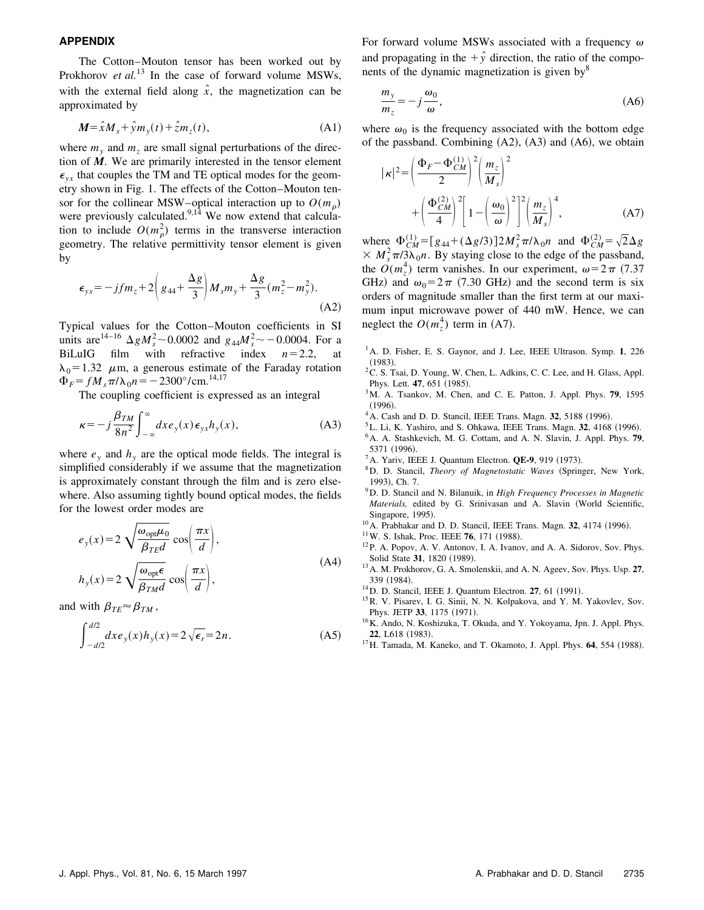## APPENDIX

The Cotton–Mouton tensor has been worked out by Prokhorov *et al.*[13] In the case of forward volume MSWs, with the external field along $\hat{x}$, the magnetization can be approximated by

$$\boldsymbol{M} = \hat{x} M_s + \hat{y} m_y(t) + \hat{z} m_z(t), \tag{A1}$$

where $m_y$ and $m_z$ are small signal perturbations of the direction of $\boldsymbol{M}$. We are primarily interested in the tensor element $\epsilon_{yx}$ that couples the TM and TE optical modes for the geometry shown in Fig. 1. The effects of the Cotton–Mouton tensor for the collinear MSW–optical interaction up to $O(m_\rho)$ were previously calculated.[9,14] We now extend that calculation to include $O(m_\rho^2)$ terms in the transverse interaction geometry. The relative permittivity tensor element is given by

$$\epsilon_{yx} = -jfm_z + 2\left(g_{44} + \frac{\Delta g}{3}\right) M_s m_y + \frac{\Delta g}{3}(m_z^2 - m_y^2). \tag{A2}$$

Typical values for the Cotton–Mouton coefficients in SI units are[14–16] $\Delta g M_s^2 \sim 0.0002$ and $g_{44} M_s^2 \sim -0.0004$. For a BiLuIG film with refractive index $n = 2.2$, at $\lambda_0 = 1.32$ $\mu$m, a generous estimate of the Faraday rotation $\Phi_F = f M_s \pi / \lambda_0 n = -2300°/\text{cm}$.[14,17]

The coupling coefficient is expressed as an integral

$$\kappa = -j \frac{\beta_{TM}}{8n^2} \int_{-\infty}^{\infty} dx\, e_y(x) \epsilon_{yx} h_y(x), \tag{A3}$$

where $e_y$ and $h_y$ are the optical mode fields. The integral is simplified considerably if we assume that the magnetization is approximately constant through the film and is zero elsewhere. Also assuming tightly bound optical modes, the fields for the lowest order modes are

$$e_y(x) = 2\sqrt{\frac{\omega_{\text{opt}} \mu_0}{\beta_{TE} d}} \cos\left(\frac{\pi x}{d}\right),$$
$$h_y(x) = 2\sqrt{\frac{\omega_{\text{opt}} \epsilon}{\beta_{TM} d}} \cos\left(\frac{\pi x}{d}\right), \tag{A4}$$

and with $\beta_{TE} \approx \beta_{TM}$,

$$\int_{-d/2}^{d/2} dx\, e_y(x) h_y(x) = 2\sqrt{\epsilon_r} = 2n. \tag{A5}$$

For forward volume MSWs associated with a frequency $\omega$ and propagating in the $+\hat{y}$ direction, the ratio of the components of the dynamic magnetization is given by[8]

$$\frac{m_y}{m_z} = -j\frac{\omega_0}{\omega}, \tag{A6}$$

where $\omega_0$ is the frequency associated with the bottom edge of the passband. Combining (A2), (A3) and (A6), we obtain

$$|\kappa|^2 = \left(\frac{\Phi_F - \Phi_{CM}^{(1)}}{2}\right)^2 \left(\frac{m_z}{M_s}\right)^2 + \left(\frac{\Phi_{CM}^{(2)}}{4}\right)^2 \left[1 - \left(\frac{\omega_0}{\omega}\right)^2\right]^2 \left(\frac{m_z}{M_s}\right)^4, \tag{A7}$$

where $\Phi_{CM}^{(1)} = [g_{44} + (\Delta g/3)] 2 M_s^2 \pi / \lambda_0 n$ and $\Phi_{CM}^{(2)} = \sqrt{2} \Delta g \times M_s^2 \pi / 3 \lambda_0 n$. By staying close to the edge of the passband, the $O(m_z^4)$ term vanishes. In our experiment, $\omega = 2\pi$ (7.37 GHz) and $\omega_0 = 2\pi$ (7.30 GHz) and the second term is six orders of magnitude smaller than the first term at our maximum input microwave power of 440 mW. Hence, we can neglect the $O(m_z^4)$ term in (A7).

[1] A. D. Fisher, E. S. Gaynor, and J. Lee, IEEE Ultrason. Symp. **1**, 226 (1983).

[2] C. S. Tsai, D. Young, W. Chen, L. Adkins, C. C. Lee, and H. Glass, Appl. Phys. Lett. **47**, 651 (1985).

[3] M. A. Tsankov, M. Chen, and C. E. Patton, J. Appl. Phys. **79**, 1595 (1996).

[4] A. Cash and D. D. Stancil, IEEE Trans. Magn. **32**, 5188 (1996).

[5] L. Li, K. Yashiro, and S. Ohkawa, IEEE Trans. Magn. **32**, 4168 (1996).

[6] A. A. Stashkevich, M. G. Cottam, and A. N. Slavin, J. Appl. Phys. **79**, 5371 (1996).

[7] A. Yariv, IEEE J. Quantum Electron. **QE-9**, 919 (1973).

[8] D. D. Stancil, *Theory of Magnetostatic Waves* (Springer, New York, 1993), Ch. 7.

[9] D. D. Stancil and N. Bilanuik, in *High Frequency Processes in Magnetic Materials,* edited by G. Srinivasan and A. Slavin (World Scientific, Singapore, 1995).

[10] A. Prabhakar and D. D. Stancil, IEEE Trans. Magn. **32**, 4174 (1996).

[11] W. S. Ishak, Proc. IEEE **76**, 171 (1988).

[12] P. A. Popov, A. V. Antonov, I. A. Ivanov, and A. A. Sidorov, Sov. Phys. Solid State **31**, 1820 (1989).

[13] A. M. Prokhorov, G. A. Smolenskii, and A. N. Ageev, Sov. Phys. Usp. **27**, 339 (1984).

[14] D. D. Stancil, IEEE J. Quantum Electron. **27**, 61 (1991).

[15] R. V. Pisarev, I. G. Sinii, N. N. Kolpakova, and Y. M. Yakovlev, Sov. Phys. JETP **33**, 1175 (1971).

[16] K. Ando, N. Koshizuka, T. Okuda, and Y. Yokoyama, Jpn. J. Appl. Phys. **22**, L618 (1983).

[17] H. Tamada, M. Kaneko, and T. Okamoto, J. Appl. Phys. **64**, 554 (1988).